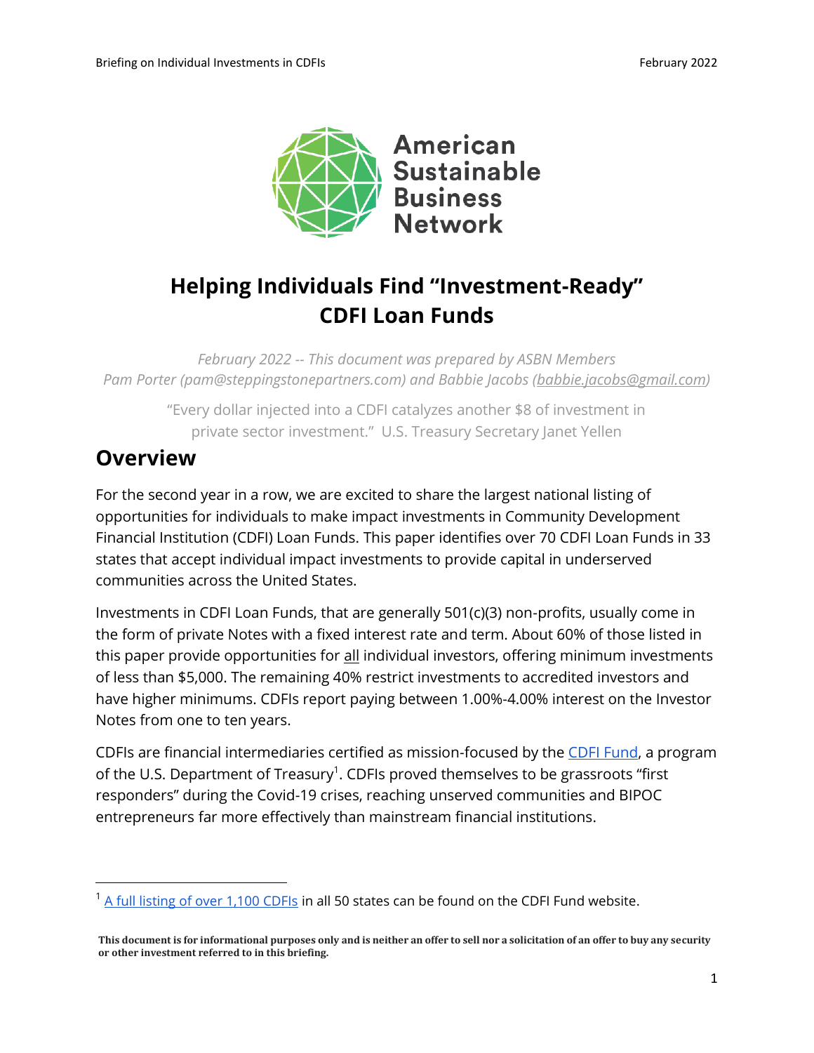American Sustainable Business Network

# Helping Individuals Find "Investment-Ready" CDFI Loan Funds

*February 2022 -- This document was prepared by ASBN Members Pam Porter (pam@steppingstonepartners.com) and Babbie Jacobs (babbie.jacobs@gmail.com)*

"Every dollar injected into a CDFI catalyzes another $8 of investment in private sector investment." U.S. Treasury Secretary Janet Yellen

## Overview

For the second year in a row, we are excited to share the largest national listing of opportunities for individuals to make impact investments in Community Development Financial Institution (CDFI) Loan Funds. This paper identifies over 70 CDFI Loan Funds in 33 states that accept individual impact investments to provide capital in underserved communities across the United States.

Investments in CDFI Loan Funds, that are generally 501(c)(3) non-profits, usually come in the form of private Notes with a fixed interest rate and term. About 60% of those listed in this paper provide opportunities for all individual investors, offering minimum investments of less than $5,000. The remaining 40% restrict investments to accredited investors and have higher minimums. CDFIs report paying between 1.00%-4.00% interest on the Investor Notes from one to ten years.

CDFIs are financial intermediaries certified as mission-focused by the CDFI Fund, a program of the U.S. Department of Treasury[1]. CDFIs proved themselves to be grassroots "first responders" during the Covid-19 crises, reaching unserved communities and BIPOC entrepreneurs far more effectively than mainstream financial institutions.

---

[1] A full listing of over 1,100 CDFIs in all 50 states can be found on the CDFI Fund website.

**This document is for informational purposes only and is neither an offer to sell nor a solicitation of an offer to buy any security or other investment referred to in this briefing.**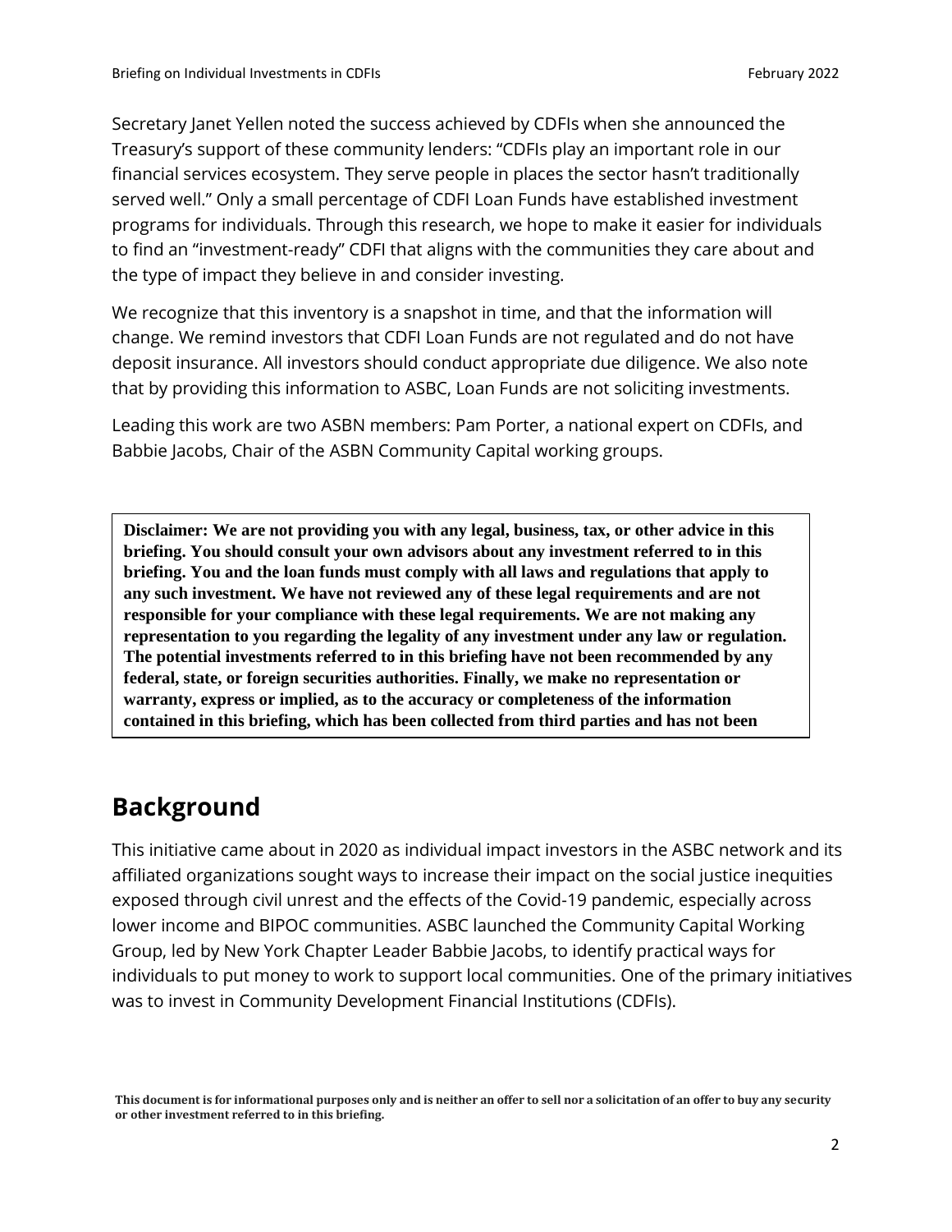Secretary Janet Yellen noted the success achieved by CDFIs when she announced the Treasury's support of these community lenders: "CDFIs play an important role in our financial services ecosystem. They serve people in places the sector hasn't traditionally served well." Only a small percentage of CDFI Loan Funds have established investment programs for individuals. Through this research, we hope to make it easier for individuals to find an "investment-ready" CDFI that aligns with the communities they care about and the type of impact they believe in and consider investing.

We recognize that this inventory is a snapshot in time, and that the information will change. We remind investors that CDFI Loan Funds are not regulated and do not have deposit insurance. All investors should conduct appropriate due diligence. We also note that by providing this information to ASBC, Loan Funds are not soliciting investments.

Leading this work are two ASBN members: Pam Porter, a national expert on CDFIs, and Babbie Jacobs, Chair of the ASBN Community Capital working groups.

**Disclaimer: We are not providing you with any legal, business, tax, or other advice in this briefing. You should consult your own advisors about any investment referred to in this briefing. You and the loan funds must comply with all laws and regulations that apply to any such investment. We have not reviewed any of these legal requirements and are not responsible for your compliance with these legal requirements. We are not making any representation to you regarding the legality of any investment under any law or regulation. The potential investments referred to in this briefing have not been recommended by any federal, state, or foreign securities authorities. Finally, we make no representation or warranty, express or implied, as to the accuracy or completeness of the information contained in this briefing, which has been collected from third parties and has not been**

## Background

This initiative came about in 2020 as individual impact investors in the ASBC network and its affiliated organizations sought ways to increase their impact on the social justice inequities exposed through civil unrest and the effects of the Covid-19 pandemic, especially across lower income and BIPOC communities. ASBC launched the Community Capital Working Group, led by New York Chapter Leader Babbie Jacobs, to identify practical ways for individuals to put money to work to support local communities. One of the primary initiatives was to invest in Community Development Financial Institutions (CDFIs).

**This document is for informational purposes only and is neither an offer to sell nor a solicitation of an offer to buy any security or other investment referred to in this briefing.**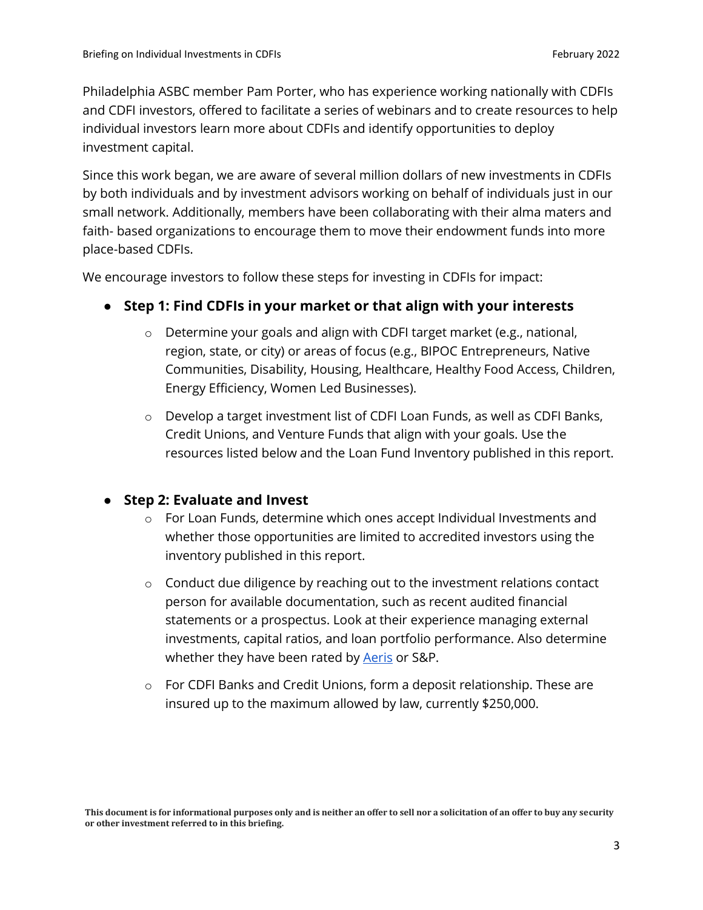Philadelphia ASBC member Pam Porter, who has experience working nationally with CDFIs and CDFI investors, offered to facilitate a series of webinars and to create resources to help individual investors learn more about CDFIs and identify opportunities to deploy investment capital.

Since this work began, we are aware of several million dollars of new investments in CDFIs by both individuals and by investment advisors working on behalf of individuals just in our small network. Additionally, members have been collaborating with their alma maters and faith- based organizations to encourage them to move their endowment funds into more place-based CDFIs.

We encourage investors to follow these steps for investing in CDFIs for impact:

- **Step 1: Find CDFIs in your market or that align with your interests**
  - Determine your goals and align with CDFI target market (e.g., national, region, state, or city) or areas of focus (e.g., BIPOC Entrepreneurs, Native Communities, Disability, Housing, Healthcare, Healthy Food Access, Children, Energy Efficiency, Women Led Businesses).
  - Develop a target investment list of CDFI Loan Funds, as well as CDFI Banks, Credit Unions, and Venture Funds that align with your goals. Use the resources listed below and the Loan Fund Inventory published in this report.

- **Step 2: Evaluate and Invest**
  - For Loan Funds, determine which ones accept Individual Investments and whether those opportunities are limited to accredited investors using the inventory published in this report.
  - Conduct due diligence by reaching out to the investment relations contact person for available documentation, such as recent audited financial statements or a prospectus. Look at their experience managing external investments, capital ratios, and loan portfolio performance. Also determine whether they have been rated by Aeris or S&P.
  - For CDFI Banks and Credit Unions, form a deposit relationship. These are insured up to the maximum allowed by law, currently $250,000.

**This document is for informational purposes only and is neither an offer to sell nor a solicitation of an offer to buy any security or other investment referred to in this briefing.**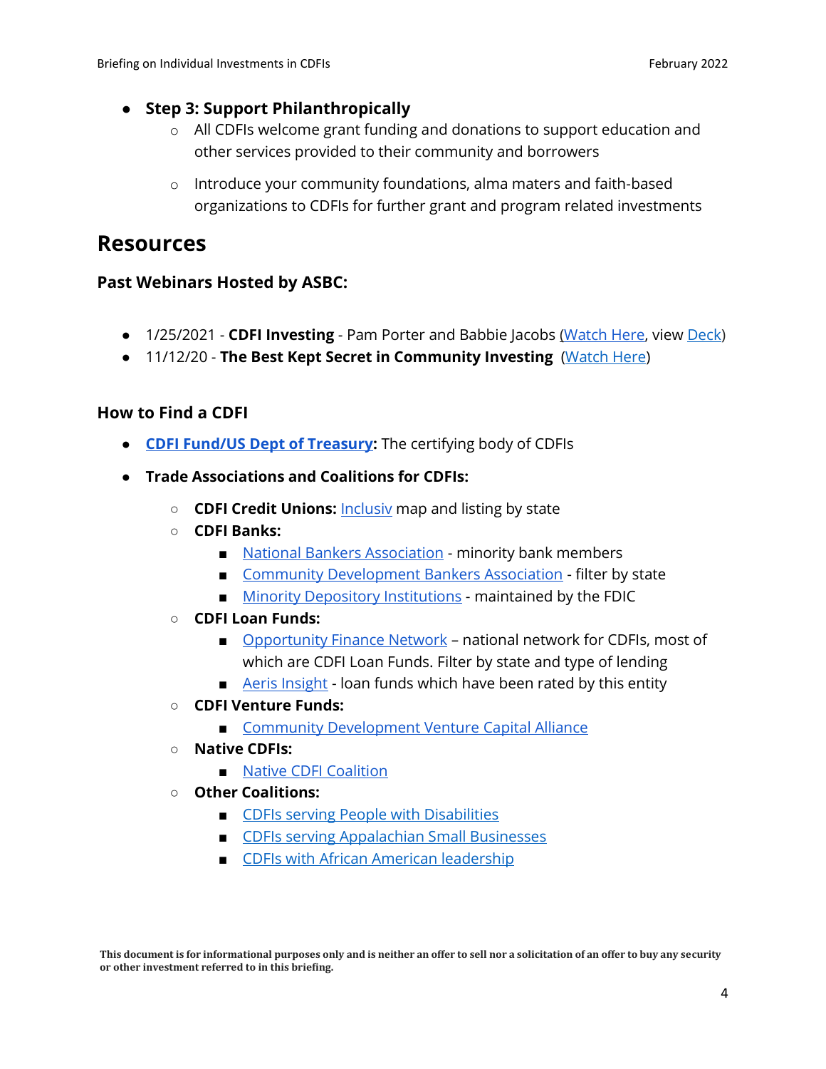- **Step 3: Support Philanthropically**
    - All CDFIs welcome grant funding and donations to support education and other services provided to their community and borrowers
    - Introduce your community foundations, alma maters and faith-based organizations to CDFIs for further grant and program related investments

# Resources

### Past Webinars Hosted by ASBC:

- 1/25/2021 - **CDFI Investing** - Pam Porter and Babbie Jacobs (Watch Here, view Deck)
- 11/12/20 - **The Best Kept Secret in Community Investing** (Watch Here)

### How to Find a CDFI

- **CDFI Fund/US Dept of Treasury:** The certifying body of CDFIs
- **Trade Associations and Coalitions for CDFIs:**
    - **CDFI Credit Unions:** Inclusiv map and listing by state
    - **CDFI Banks:**
        - National Bankers Association - minority bank members
        - Community Development Bankers Association - filter by state
        - Minority Depository Institutions - maintained by the FDIC
    - **CDFI Loan Funds:**
        - Opportunity Finance Network – national network for CDFIs, most of which are CDFI Loan Funds. Filter by state and type of lending
        - Aeris Insight - loan funds which have been rated by this entity
    - **CDFI Venture Funds:**
        - Community Development Venture Capital Alliance
    - **Native CDFIs:**
        - Native CDFI Coalition
    - **Other Coalitions:**
        - CDFIs serving People with Disabilities
        - CDFIs serving Appalachian Small Businesses
        - CDFIs with African American leadership

**This document is for informational purposes only and is neither an offer to sell nor a solicitation of an offer to buy any security or other investment referred to in this briefing.**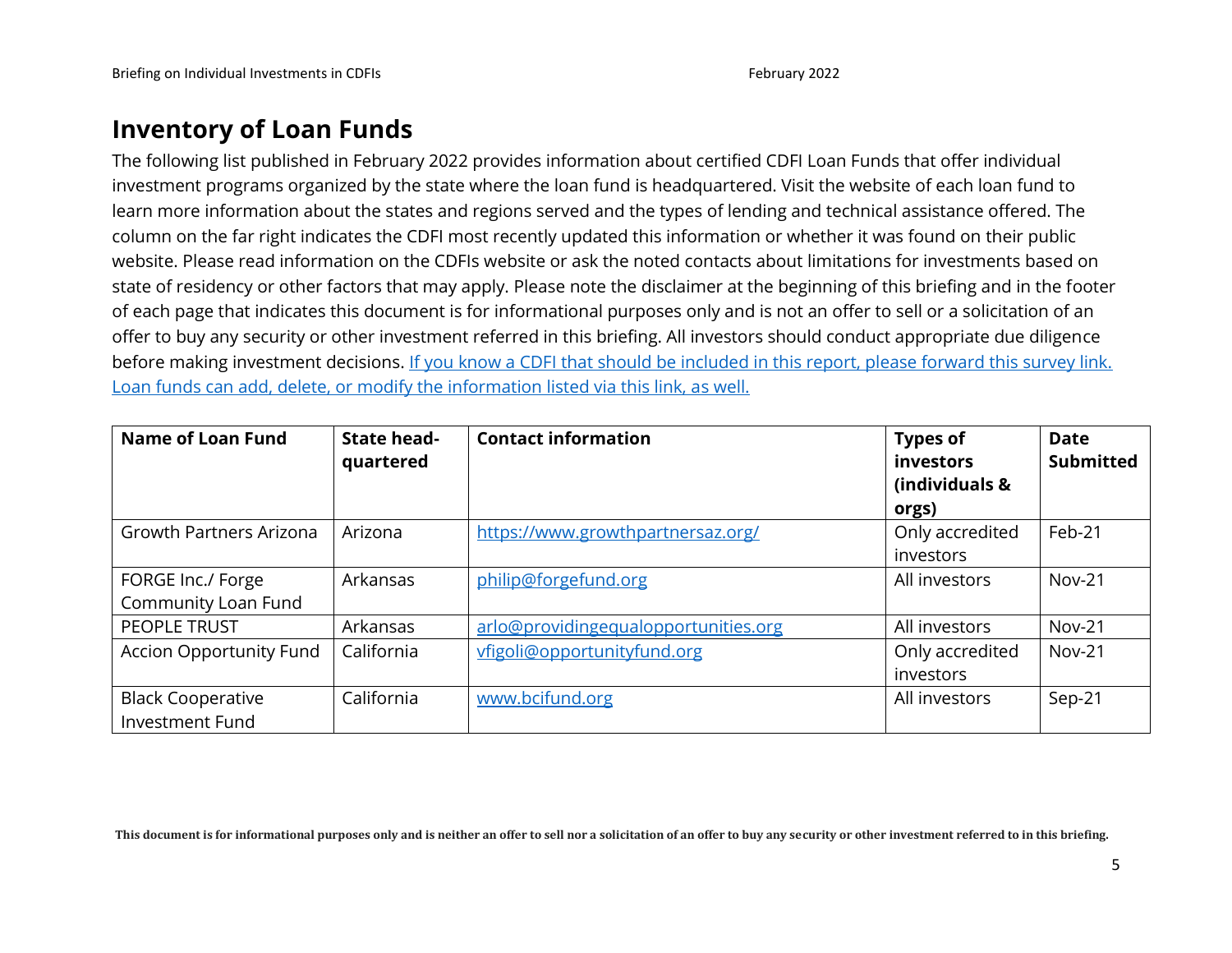# Inventory of Loan Funds

The following list published in February 2022 provides information about certified CDFI Loan Funds that offer individual investment programs organized by the state where the loan fund is headquartered. Visit the website of each loan fund to learn more information about the states and regions served and the types of lending and technical assistance offered. The column on the far right indicates the CDFI most recently updated this information or whether it was found on their public website. Please read information on the CDFIs website or ask the noted contacts about limitations for investments based on state of residency or other factors that may apply. Please note the disclaimer at the beginning of this briefing and in the footer of each page that indicates this document is for informational purposes only and is not an offer to sell or a solicitation of an offer to buy any security or other investment referred in this briefing. All investors should conduct appropriate due diligence before making investment decisions. [If you know a CDFI that should be included in this report, please forward this survey link. Loan funds can add, delete, or modify the information listed via this link, as well.]()

| Name of Loan Fund | State head-quartered | Contact information | Types of investors (individuals & orgs) | Date Submitted |
|---|---|---|---|---|
| Growth Partners Arizona | Arizona | https://www.growthpartnersaz.org/ | Only accredited investors | Feb-21 |
| FORGE Inc./ Forge Community Loan Fund | Arkansas | philip@forgefund.org | All investors | Nov-21 |
| PEOPLE TRUST | Arkansas | arlo@providingequalopportunities.org | All investors | Nov-21 |
| Accion Opportunity Fund | California | vfigoli@opportunityfund.org | Only accredited investors | Nov-21 |
| Black Cooperative Investment Fund | California | www.bcifund.org | All investors | Sep-21 |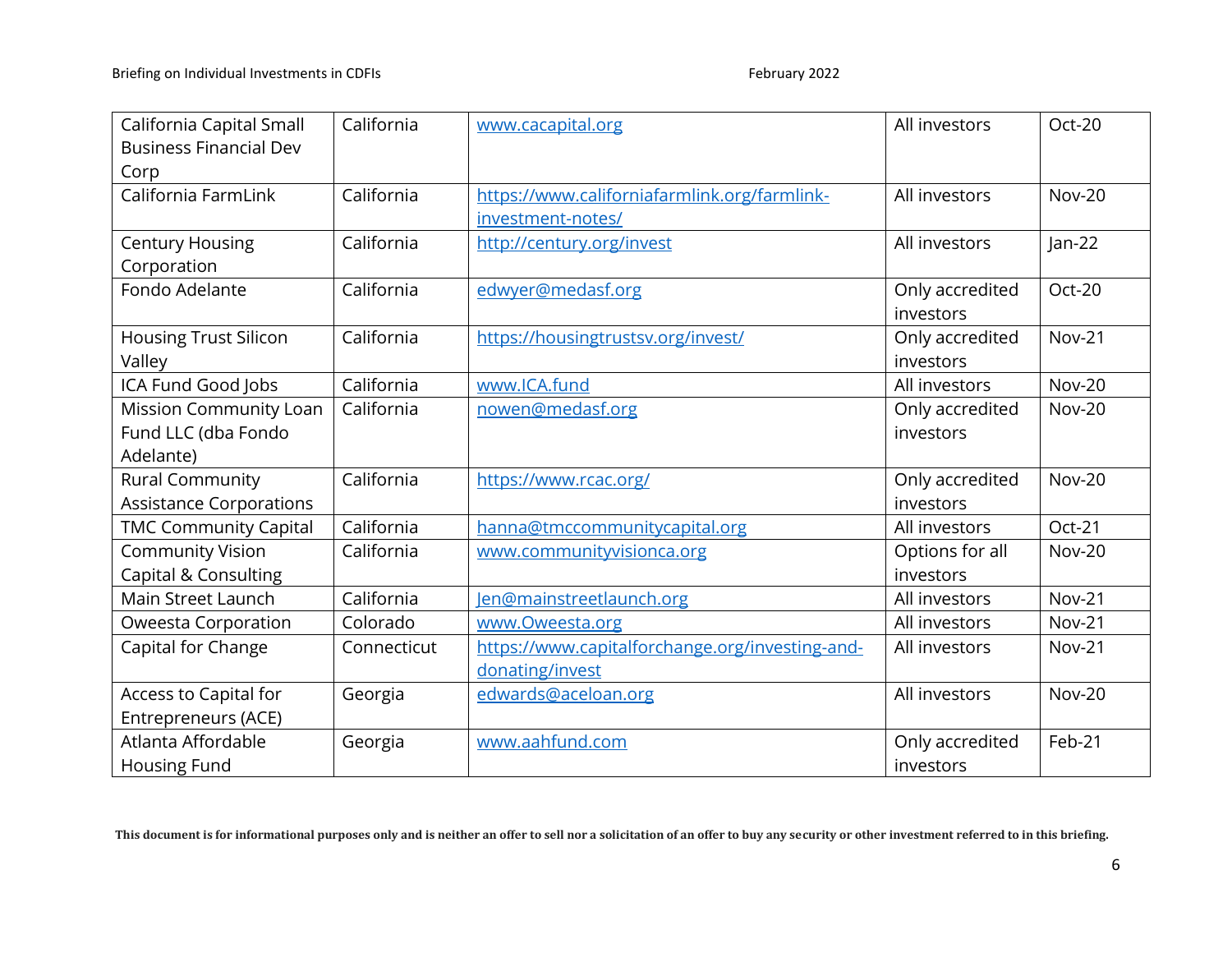| California Capital Small Business Financial Dev Corp | California | www.cacapital.org | All investors | Oct-20 |
|---|---|---|---|---|
| California FarmLink | California | https://www.californiafarmlink.org/farmlink-investment-notes/ | All investors | Nov-20 |
| Century Housing Corporation | California | http://century.org/invest | All investors | Jan-22 |
| Fondo Adelante | California | edwyer@medasf.org | Only accredited investors | Oct-20 |
| Housing Trust Silicon Valley | California | https://housingtrustsv.org/invest/ | Only accredited investors | Nov-21 |
| ICA Fund Good Jobs | California | www.ICA.fund | All investors | Nov-20 |
| Mission Community Loan Fund LLC (dba Fondo Adelante) | California | nowen@medasf.org | Only accredited investors | Nov-20 |
| Rural Community Assistance Corporations | California | https://www.rcac.org/ | Only accredited investors | Nov-20 |
| TMC Community Capital | California | hanna@tmccommunitycapital.org | All investors | Oct-21 |
| Community Vision Capital & Consulting | California | www.communityvisionca.org | Options for all investors | Nov-20 |
| Main Street Launch | California | Jen@mainstreetlaunch.org | All investors | Nov-21 |
| Oweesta Corporation | Colorado | www.Oweesta.org | All investors | Nov-21 |
| Capital for Change | Connecticut | https://www.capitalforchange.org/investing-and-donating/invest | All investors | Nov-21 |
| Access to Capital for Entrepreneurs (ACE) | Georgia | edwards@aceloan.org | All investors | Nov-20 |
| Atlanta Affordable Housing Fund | Georgia | www.aahfund.com | Only accredited investors | Feb-21 |

**This document is for informational purposes only and is neither an offer to sell nor a solicitation of an offer to buy any security or other investment referred to in this briefing.**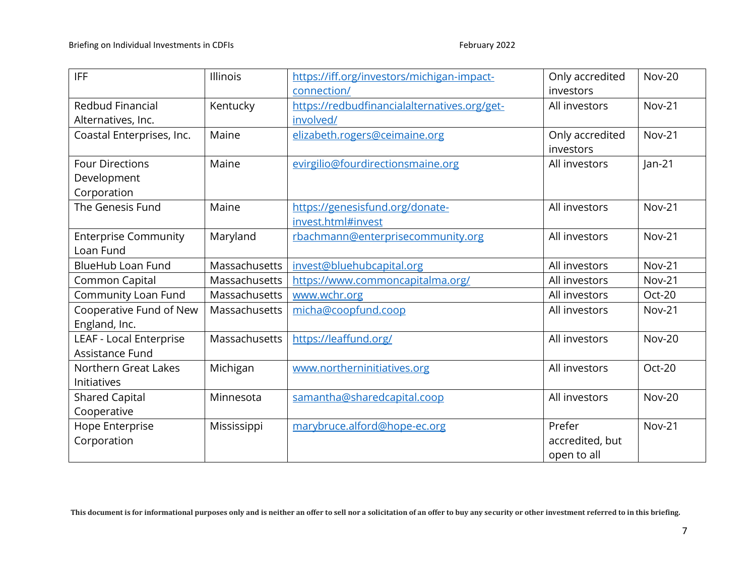| IFF | Illinois | https://iff.org/investors/michigan-impact-connection/ | Only accredited investors | Nov-20 |
|---|---|---|---|---|
| Redbud Financial Alternatives, Inc. | Kentucky | https://redbudfinancialalternatives.org/get-involved/ | All investors | Nov-21 |
| Coastal Enterprises, Inc. | Maine | elizabeth.rogers@ceimaine.org | Only accredited investors | Nov-21 |
| Four Directions Development Corporation | Maine | evirgilio@fourdirectionsmaine.org | All investors | Jan-21 |
| The Genesis Fund | Maine | https://genesisfund.org/donate-invest.html#invest | All investors | Nov-21 |
| Enterprise Community Loan Fund | Maryland | rbachmann@enterprisecommunity.org | All investors | Nov-21 |
| BlueHub Loan Fund | Massachusetts | invest@bluehubcapital.org | All investors | Nov-21 |
| Common Capital | Massachusetts | https://www.commoncapitalma.org/ | All investors | Nov-21 |
| Community Loan Fund | Massachusetts | www.wchr.org | All investors | Oct-20 |
| Cooperative Fund of New England, Inc. | Massachusetts | micha@coopfund.coop | All investors | Nov-21 |
| LEAF - Local Enterprise Assistance Fund | Massachusetts | https://leaffund.org/ | All investors | Nov-20 |
| Northern Great Lakes Initiatives | Michigan | www.northerninitiatives.org | All investors | Oct-20 |
| Shared Capital Cooperative | Minnesota | samantha@sharedcapital.coop | All investors | Nov-20 |
| Hope Enterprise Corporation | Mississippi | marybruce.alford@hope-ec.org | Prefer accredited, but open to all | Nov-21 |

**This document is for informational purposes only and is neither an offer to sell nor a solicitation of an offer to buy any security or other investment referred to in this briefing.**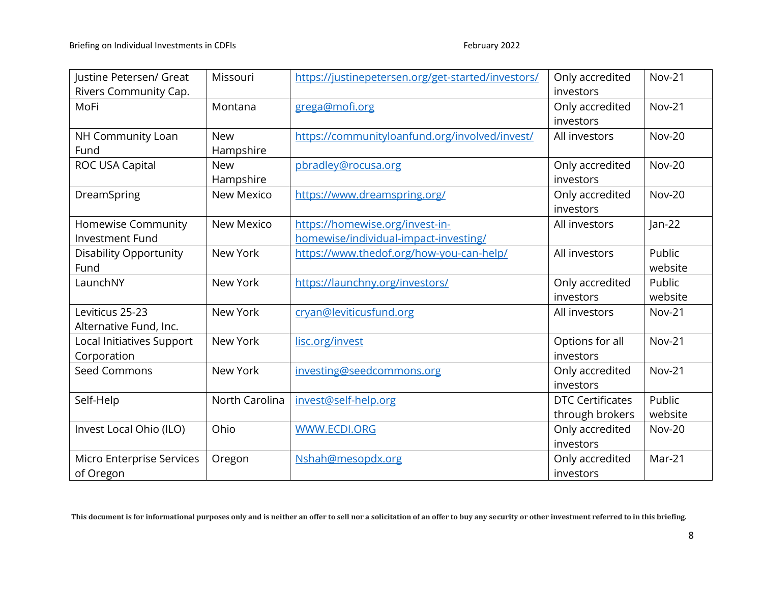| Justine Petersen/ Great Rivers Community Cap. | Missouri | https://justinepetersen.org/get-started/investors/ | Only accredited investors | Nov-21 |
|---|---|---|---|---|
| MoFi | Montana | grega@mofi.org | Only accredited investors | Nov-21 |
| NH Community Loan Fund | New Hampshire | https://communityloanfund.org/involved/invest/ | All investors | Nov-20 |
| ROC USA Capital | New Hampshire | pbradley@rocusa.org | Only accredited investors | Nov-20 |
| DreamSpring | New Mexico | https://www.dreamspring.org/ | Only accredited investors | Nov-20 |
| Homewise Community Investment Fund | New Mexico | https://homewise.org/invest-in-homewise/individual-impact-investing/ | All investors | Jan-22 |
| Disability Opportunity Fund | New York | https://www.thedof.org/how-you-can-help/ | All investors | Public website |
| LaunchNY | New York | https://launchny.org/investors/ | Only accredited investors | Public website |
| Leviticus 25-23 Alternative Fund, Inc. | New York | cryan@leviticusfund.org | All investors | Nov-21 |
| Local Initiatives Support Corporation | New York | lisc.org/invest | Options for all investors | Nov-21 |
| Seed Commons | New York | investing@seedcommons.org | Only accredited investors | Nov-21 |
| Self-Help | North Carolina | invest@self-help.org | DTC Certificates through brokers | Public website |
| Invest Local Ohio (ILO) | Ohio | WWW.ECDI.ORG | Only accredited investors | Nov-20 |
| Micro Enterprise Services of Oregon | Oregon | Nshah@mesopdx.org | Only accredited investors | Mar-21 |

**This document is for informational purposes only and is neither an offer to sell nor a solicitation of an offer to buy any security or other investment referred to in this briefing.**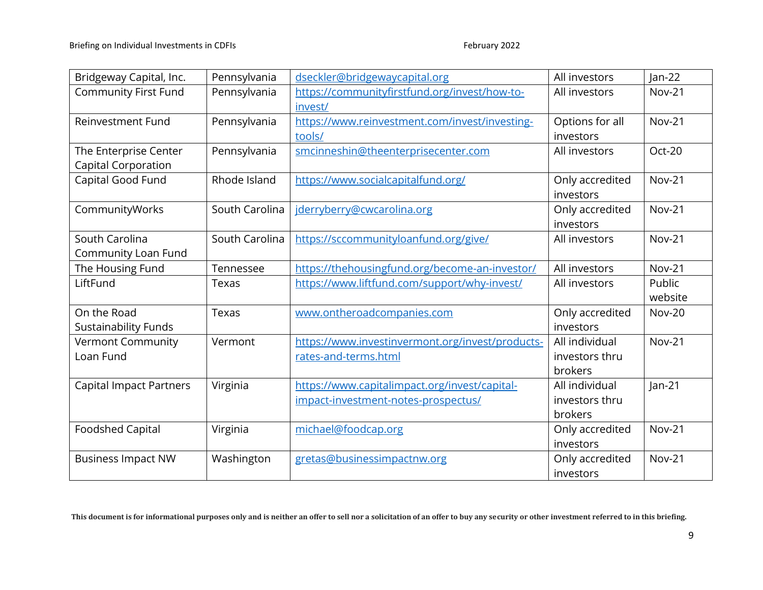| Bridgeway Capital, Inc. | Pennsylvania | dseckler@bridgewaycapital.org | All investors | Jan-22 |
|---|---|---|---|---|
| Community First Fund | Pennsylvania | https://communityfirstfund.org/invest/how-to-invest/ | All investors | Nov-21 |
| Reinvestment Fund | Pennsylvania | https://www.reinvestment.com/invest/investing-tools/ | Options for all investors | Nov-21 |
| The Enterprise Center Capital Corporation | Pennsylvania | smcinneshin@theenterprisecenter.com | All investors | Oct-20 |
| Capital Good Fund | Rhode Island | https://www.socialcapitalfund.org/ | Only accredited investors | Nov-21 |
| CommunityWorks | South Carolina | jderryberry@cwcarolina.org | Only accredited investors | Nov-21 |
| South Carolina Community Loan Fund | South Carolina | https://sccommunityloanfund.org/give/ | All investors | Nov-21 |
| The Housing Fund | Tennessee | https://thehousingfund.org/become-an-investor/ | All investors | Nov-21 |
| LiftFund | Texas | https://www.liftfund.com/support/why-invest/ | All investors | Public website |
| On the Road Sustainability Funds | Texas | www.ontheroadcompanies.com | Only accredited investors | Nov-20 |
| Vermont Community Loan Fund | Vermont | https://www.investinvermont.org/invest/products-rates-and-terms.html | All individual investors thru brokers | Nov-21 |
| Capital Impact Partners | Virginia | https://www.capitalimpact.org/invest/capital-impact-investment-notes-prospectus/ | All individual investors thru brokers | Jan-21 |
| Foodshed Capital | Virginia | michael@foodcap.org | Only accredited investors | Nov-21 |
| Business Impact NW | Washington | gretas@businessimpactnw.org | Only accredited investors | Nov-21 |

**This document is for informational purposes only and is neither an offer to sell nor a solicitation of an offer to buy any security or other investment referred to in this briefing.**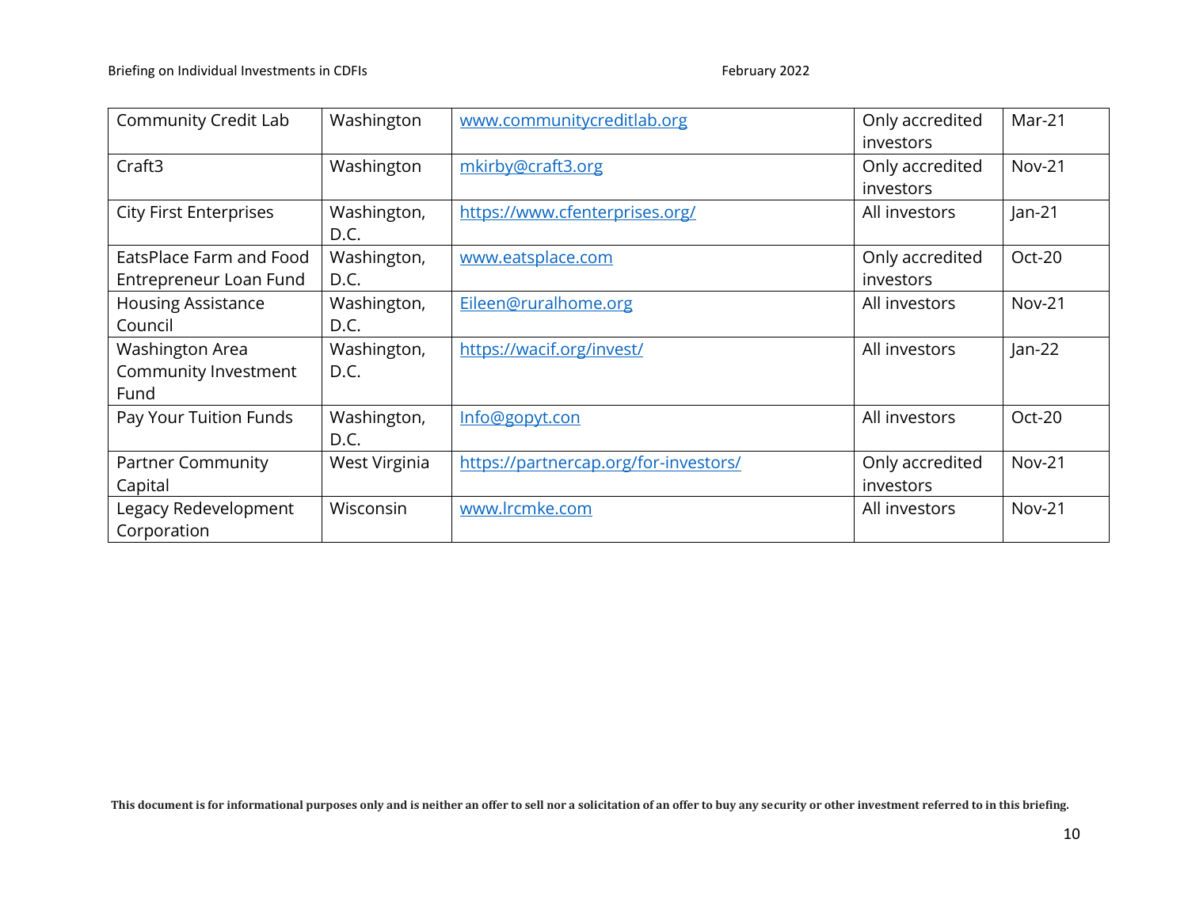| | | | | |
|---|---|---|---|---|
| Community Credit Lab | Washington | www.communitycreditlab.org | Only accredited investors | Mar-21 |
| Craft3 | Washington | mkirby@craft3.org | Only accredited investors | Nov-21 |
| City First Enterprises | Washington, D.C. | https://www.cfenterprises.org/ | All investors | Jan-21 |
| EatsPlace Farm and Food Entrepreneur Loan Fund | Washington, D.C. | www.eatsplace.com | Only accredited investors | Oct-20 |
| Housing Assistance Council | Washington, D.C. | Eileen@ruralhome.org | All investors | Nov-21 |
| Washington Area Community Investment Fund | Washington, D.C. | https://wacif.org/invest/ | All investors | Jan-22 |
| Pay Your Tuition Funds | Washington, D.C. | Info@gopyt.con | All investors | Oct-20 |
| Partner Community Capital | West Virginia | https://partnercap.org/for-investors/ | Only accredited investors | Nov-21 |
| Legacy Redevelopment Corporation | Wisconsin | www.lrcmke.com | All investors | Nov-21 |

**This document is for informational purposes only and is neither an offer to sell nor a solicitation of an offer to buy any security or other investment referred to in this briefing.**